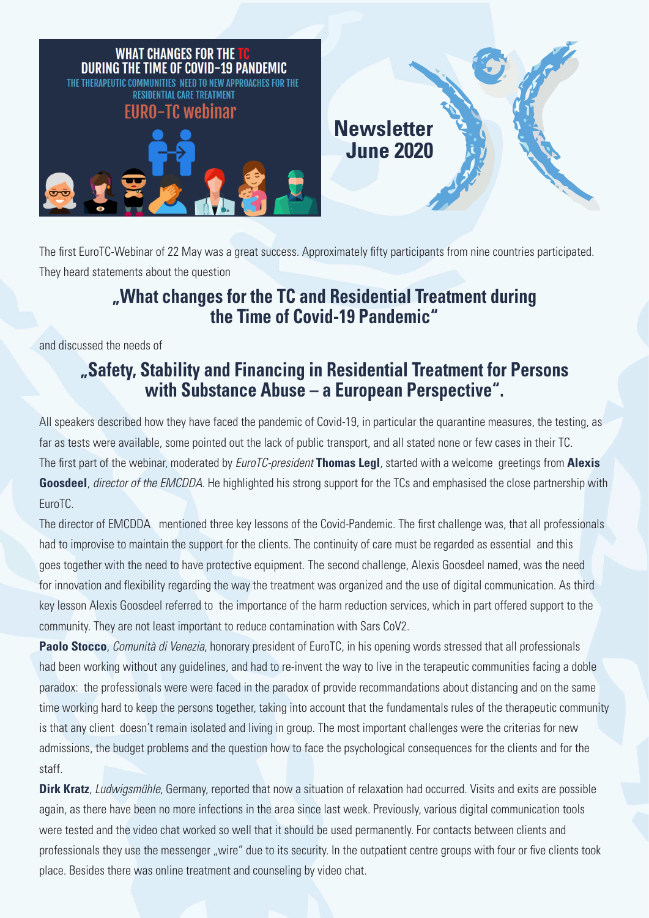WHAT CHANGES FOR THE TC DURING THE TIME OF COVID-19 PANDEMIC

THE THERAPEUTIC COMMUNITIES NEED TO NEW APPROACHES FOR THE RESIDENTIAL CARE TREATMENT

EURO-TC webinar

# Newsletter June 2020

The first EuroTC-Webinar of 22 May was a great success. Approximately fifty participants from nine countries participated. They heard statements about the question

## „What changes for the TC and Residential Treatment during the Time of Covid-19 Pandemic"

and discussed the needs of

## „Safety, Stability and Financing in Residential Treatment for Persons with Substance Abuse – a European Perspective".

All speakers described how they have faced the pandemic of Covid-19, in particular the quarantine measures, the testing, as far as tests were available, some pointed out the lack of public transport, and all stated none or few cases in their TC.

The first part of the webinar, moderated by *EuroTC-president* **Thomas Legl**, started with a welcome greetings from **Alexis Goosdeel**, *director of the EMCDDA*. He highlighted his strong support for the TCs and emphasised the close partnership with EuroTC.

The director of EMCDDA mentioned three key lessons of the Covid-Pandemic. The first challenge was, that all professionals had to improvise to maintain the support for the clients. The continuity of care must be regarded as essential and this goes together with the need to have protective equipment. The second challenge, Alexis Goosdeel named, was the need for innovation and flexibility regarding the way the treatment was organized and the use of digital communication. As third key lesson Alexis Goosdeel referred to the importance of the harm reduction services, which in part offered support to the community. They are not least important to reduce contamination with Sars CoV2.

**Paolo Stocco**, *Comunità di Venezia*, honorary president of EuroTC, in his opening words stressed that all professionals had been working without any guidelines, and had to re-invent the way to live in the terapeutic communities facing a doble paradox: the professionals were were faced in the paradox of provide recommandations about distancing and on the same time working hard to keep the persons together, taking into account that the fundamentals rules of the therapeutic community is that any client doesn't remain isolated and living in group. The most important challenges were the criterias for new admissions, the budget problems and the question how to face the psychological consequences for the clients and for the staff.

**Dirk Kratz**, *Ludwigsmühle*, Germany, reported that now a situation of relaxation had occurred. Visits and exits are possible again, as there have been no more infections in the area since last week. Previously, various digital communication tools were tested and the video chat worked so well that it should be used permanently. For contacts between clients and professionals they use the messenger „wire" due to its security. In the outpatient centre groups with four or five clients took place. Besides there was online treatment and counseling by video chat.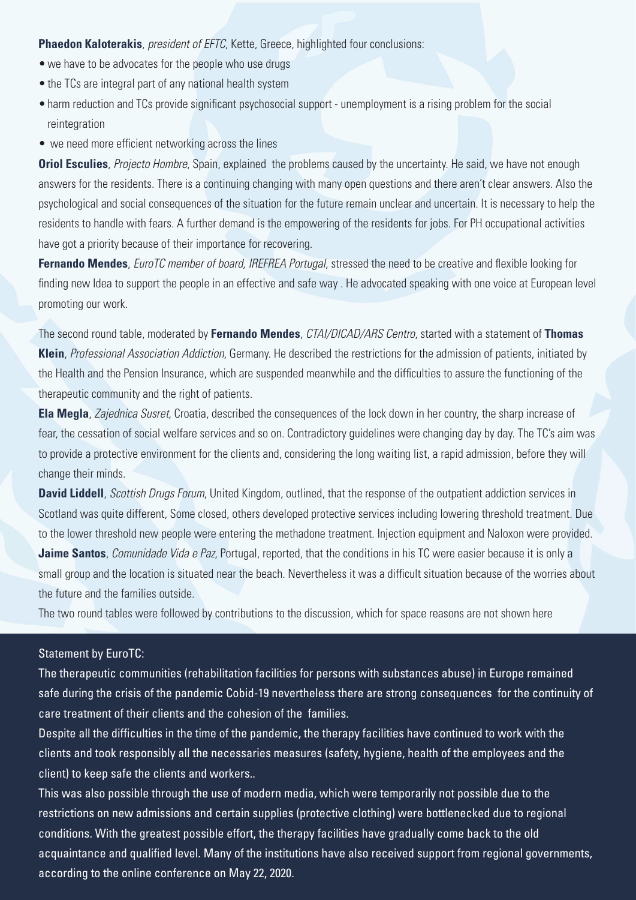**Phaedon Kaloterakis**, *president of EFTC*, Kette, Greece, highlighted four conclusions:

- we have to be advocates for the people who use drugs
- the TCs are integral part of any national health system
- harm reduction and TCs provide significant psychosocial support - unemployment is a rising problem for the social reintegration
- we need more efficient networking across the lines

**Oriol Esculies**, *Projecto Hombre*, Spain, explained the problems caused by the uncertainty. He said, we have not enough answers for the residents. There is a continuing changing with many open questions and there aren't clear answers. Also the psychological and social consequences of the situation for the future remain unclear and uncertain. It is necessary to help the residents to handle with fears. A further demand is the empowering of the residents for jobs. For PH occupational activities have got a priority because of their importance for recovering.

**Fernando Mendes**, *EuroTC member of board, IREFREA Portugal*, stressed the need to be creative and flexible looking for finding new Idea to support the people in an effective and safe way . He advocated speaking with one voice at European level promoting our work.

The second round table, moderated by **Fernando Mendes**, *CTAI/DICAD/ARS Centro*, started with a statement of **Thomas Klein**, *Professional Association Addiction*, Germany. He described the restrictions for the admission of patients, initiated by the Health and the Pension Insurance, which are suspended meanwhile and the difficulties to assure the functioning of the therapeutic community and the right of patients.

**Ela Megla**, *Zajednica Susret*, Croatia, described the consequences of the lock down in her country, the sharp increase of fear, the cessation of social welfare services and so on. Contradictory guidelines were changing day by day. The TC's aim was to provide a protective environment for the clients and, considering the long waiting list, a rapid admission, before they will change their minds.

**David Liddell**, *Scottish Drugs Forum*, United Kingdom, outlined, that the response of the outpatient addiction services in Scotland was quite different, Some closed, others developed protective services including lowering threshold treatment. Due to the lower threshold new people were entering the methadone treatment. Injection equipment and Naloxon were provided.

**Jaime Santos**, *Comunidade Vida e Paz*, Portugal, reported, that the conditions in his TC were easier because it is only a small group and the location is situated near the beach. Nevertheless it was a difficult situation because of the worries about the future and the families outside.

The two round tables were followed by contributions to the discussion, which for space reasons are not shown here

Statement by EuroTC:

The therapeutic communities (rehabilitation facilities for persons with substances abuse) in Europe remained safe during the crisis of the pandemic Cobid-19 nevertheless there are strong consequences for the continuity of care treatment of their clients and the cohesion of the families.

Despite all the difficulties in the time of the pandemic, the therapy facilities have continued to work with the clients and took responsibly all the necessaries measures (safety, hygiene, health of the employees and the client) to keep safe the clients and workers..

This was also possible through the use of modern media, which were temporarily not possible due to the restrictions on new admissions and certain supplies (protective clothing) were bottlenecked due to regional conditions. With the greatest possible effort, the therapy facilities have gradually come back to the old acquaintance and qualified level. Many of the institutions have also received support from regional governments, according to the online conference on May 22, 2020.